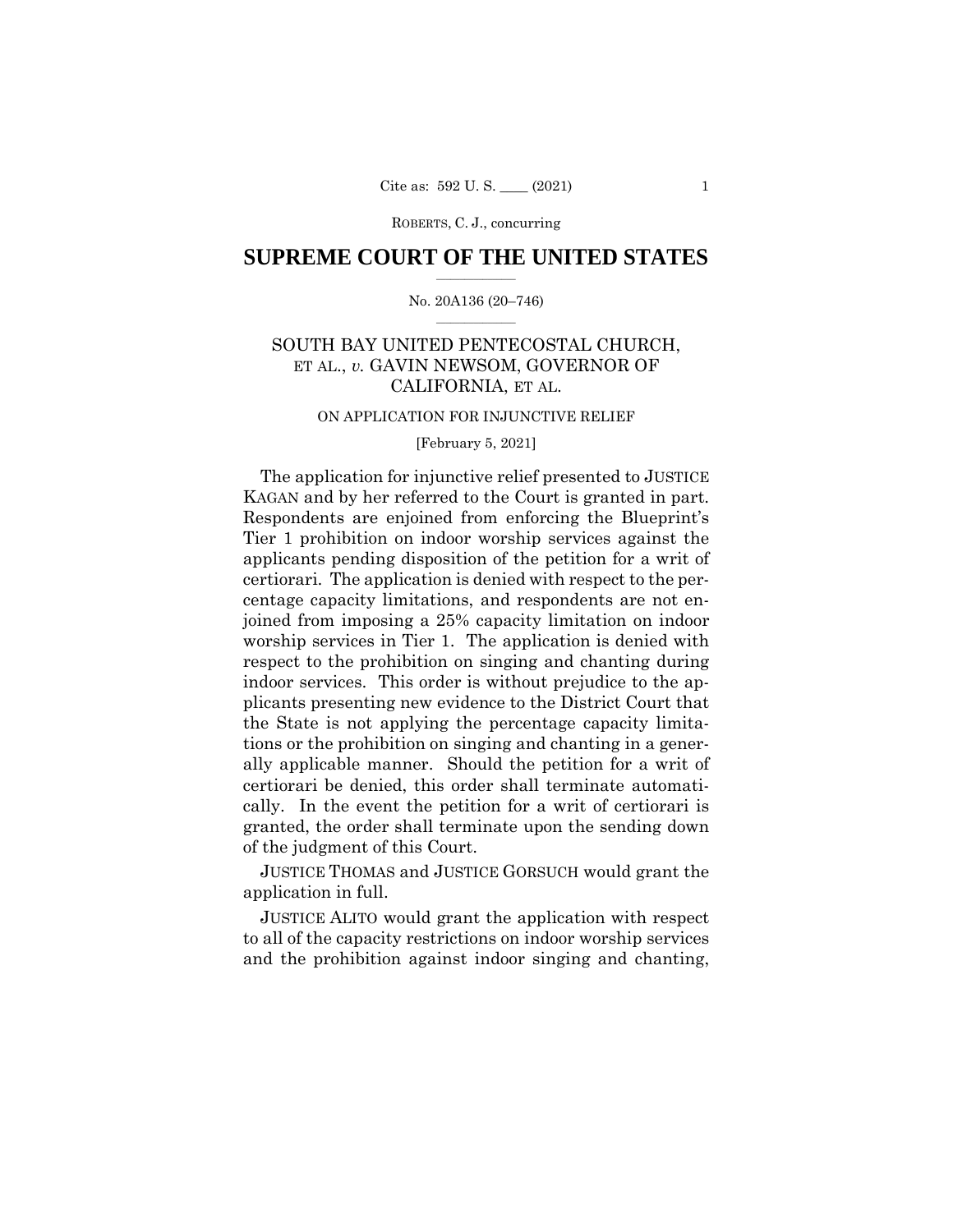# SUPREME COURT OF THE UNITED STATES

No. 20A136 (20–746)

## SOUTH BAY UNITED PENTECOSTAL CHURCH, ET AL., *v.* GAVIN NEWSOM, GOVERNOR OF CALIFORNIA, ET AL.

ON APPLICATION FOR INJUNCTIVE RELIEF

[February 5, 2021]

The application for injunctive relief presented to JUSTICE KAGAN and by her referred to the Court is granted in part. Respondents are enjoined from enforcing the Blueprint's Tier 1 prohibition on indoor worship services against the applicants pending disposition of the petition for a writ of certiorari. The application is denied with respect to the percentage capacity limitations, and respondents are not enjoined from imposing a 25% capacity limitation on indoor worship services in Tier 1. The application is denied with respect to the prohibition on singing and chanting during indoor services. This order is without prejudice to the applicants presenting new evidence to the District Court that the State is not applying the percentage capacity limitations or the prohibition on singing and chanting in a generally applicable manner. Should the petition for a writ of certiorari be denied, this order shall terminate automatically. In the event the petition for a writ of certiorari is granted, the order shall terminate upon the sending down of the judgment of this Court.

JUSTICE THOMAS and JUSTICE GORSUCH would grant the application in full.

JUSTICE ALITO would grant the application with respect to all of the capacity restrictions on indoor worship services and the prohibition against indoor singing and chanting,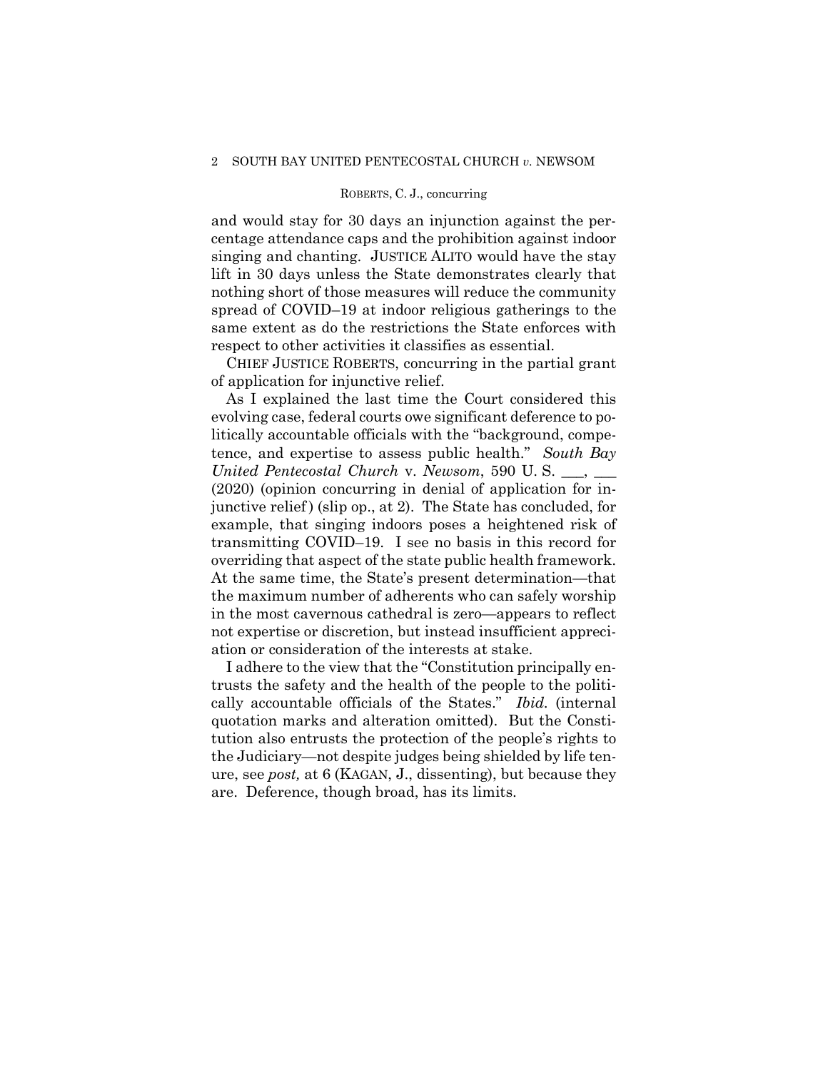and would stay for 30 days an injunction against the percentage attendance caps and the prohibition against indoor singing and chanting. JUSTICE ALITO would have the stay lift in 30 days unless the State demonstrates clearly that nothing short of those measures will reduce the community spread of COVID–19 at indoor religious gatherings to the same extent as do the restrictions the State enforces with respect to other activities it classifies as essential.

CHIEF JUSTICE ROBERTS, concurring in the partial grant of application for injunctive relief.

As I explained the last time the Court considered this evolving case, federal courts owe significant deference to politically accountable officials with the "background, competence, and expertise to assess public health." *South Bay United Pentecostal Church* v. *Newsom*, 590 U. S. ___, ___ (2020) (opinion concurring in denial of application for injunctive relief) (slip op., at 2). The State has concluded, for example, that singing indoors poses a heightened risk of transmitting COVID–19. I see no basis in this record for overriding that aspect of the state public health framework. At the same time, the State's present determination—that the maximum number of adherents who can safely worship in the most cavernous cathedral is zero—appears to reflect not expertise or discretion, but instead insufficient appreciation or consideration of the interests at stake.

I adhere to the view that the "Constitution principally entrusts the safety and the health of the people to the politically accountable officials of the States." *Ibid.* (internal quotation marks and alteration omitted). But the Constitution also entrusts the protection of the people's rights to the Judiciary—not despite judges being shielded by life tenure, see *post,* at 6 (KAGAN, J., dissenting), but because they are. Deference, though broad, has its limits.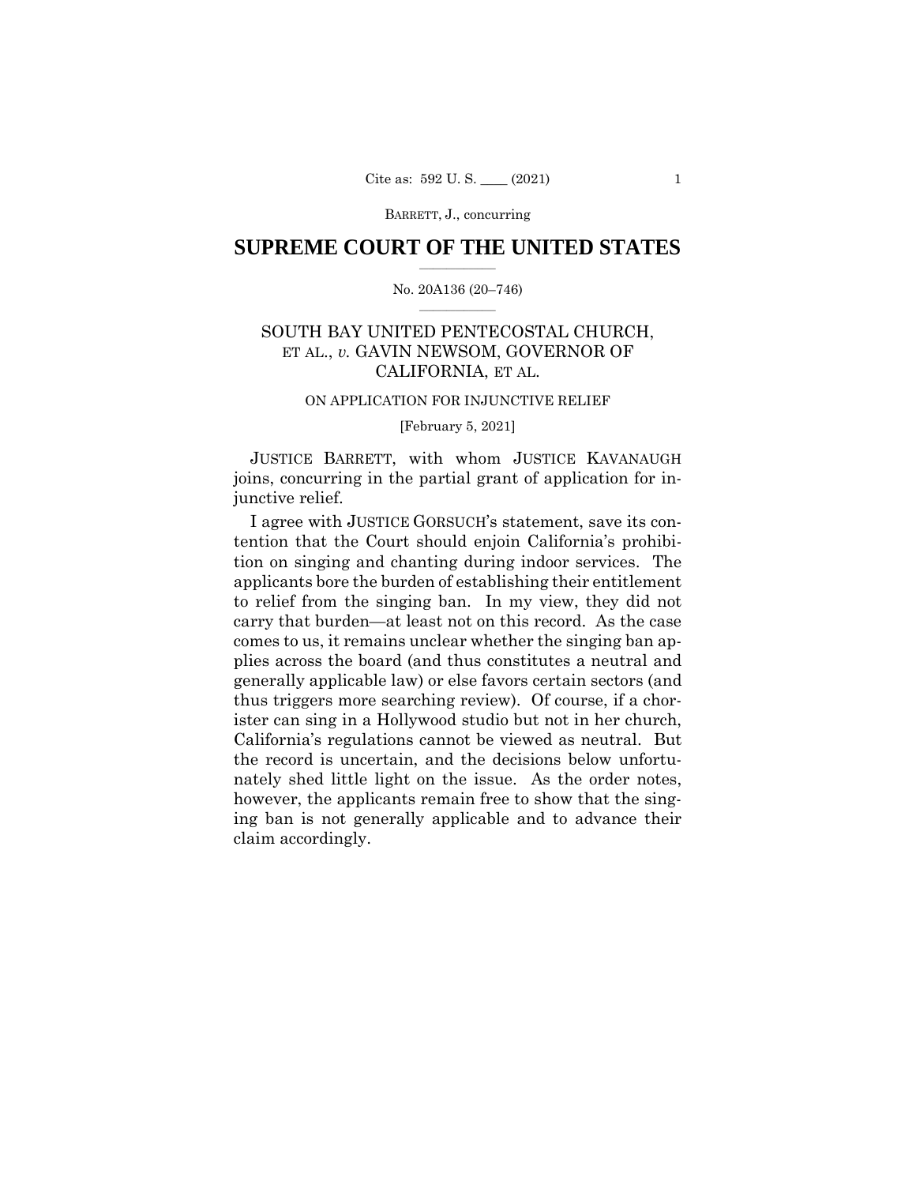# SUPREME COURT OF THE UNITED STATES

No. 20A136 (20–746)

SOUTH BAY UNITED PENTECOSTAL CHURCH, ET AL., *v.* GAVIN NEWSOM, GOVERNOR OF CALIFORNIA, ET AL.

ON APPLICATION FOR INJUNCTIVE RELIEF

[February 5, 2021]

JUSTICE BARRETT, with whom JUSTICE KAVANAUGH joins, concurring in the partial grant of application for injunctive relief.

I agree with JUSTICE GORSUCH's statement, save its contention that the Court should enjoin California's prohibition on singing and chanting during indoor services. The applicants bore the burden of establishing their entitlement to relief from the singing ban. In my view, they did not carry that burden—at least not on this record. As the case comes to us, it remains unclear whether the singing ban applies across the board (and thus constitutes a neutral and generally applicable law) or else favors certain sectors (and thus triggers more searching review). Of course, if a chorister can sing in a Hollywood studio but not in her church, California's regulations cannot be viewed as neutral. But the record is uncertain, and the decisions below unfortunately shed little light on the issue. As the order notes, however, the applicants remain free to show that the singing ban is not generally applicable and to advance their claim accordingly.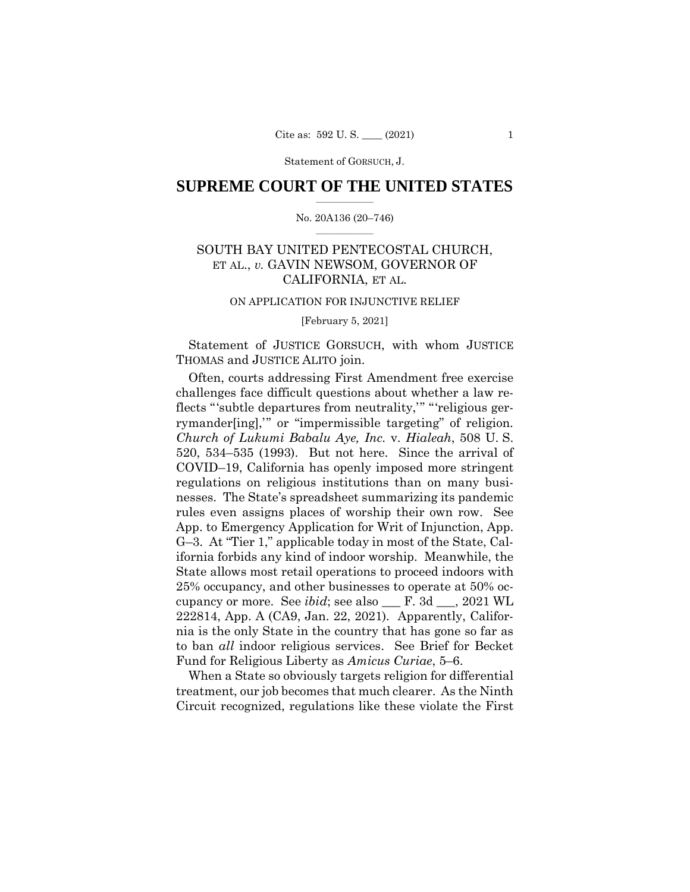Statement of GORSUCH, J.

# SUPREME COURT OF THE UNITED STATES

No. 20A136 (20–746)

SOUTH BAY UNITED PENTECOSTAL CHURCH, ET AL., *v.* GAVIN NEWSOM, GOVERNOR OF CALIFORNIA, ET AL.

ON APPLICATION FOR INJUNCTIVE RELIEF

[February 5, 2021]

Statement of JUSTICE GORSUCH, with whom JUSTICE THOMAS and JUSTICE ALITO join.

Often, courts addressing First Amendment free exercise challenges face difficult questions about whether a law reflects "'subtle departures from neutrality,'" "'religious gerrymander[ing],'" or "impermissible targeting" of religion. *Church of Lukumi Babalu Aye, Inc.* v. *Hialeah*, 508 U. S. 520, 534–535 (1993). But not here. Since the arrival of COVID–19, California has openly imposed more stringent regulations on religious institutions than on many businesses. The State's spreadsheet summarizing its pandemic rules even assigns places of worship their own row. See App. to Emergency Application for Writ of Injunction, App. G–3. At "Tier 1," applicable today in most of the State, California forbids any kind of indoor worship. Meanwhile, the State allows most retail operations to proceed indoors with 25% occupancy, and other businesses to operate at 50% occupancy or more. See *ibid*; see also ___ F. 3d ___, 2021 WL 222814, App. A (CA9, Jan. 22, 2021). Apparently, California is the only State in the country that has gone so far as to ban *all* indoor religious services. See Brief for Becket Fund for Religious Liberty as *Amicus Curiae*, 5–6.

When a State so obviously targets religion for differential treatment, our job becomes that much clearer. As the Ninth Circuit recognized, regulations like these violate the First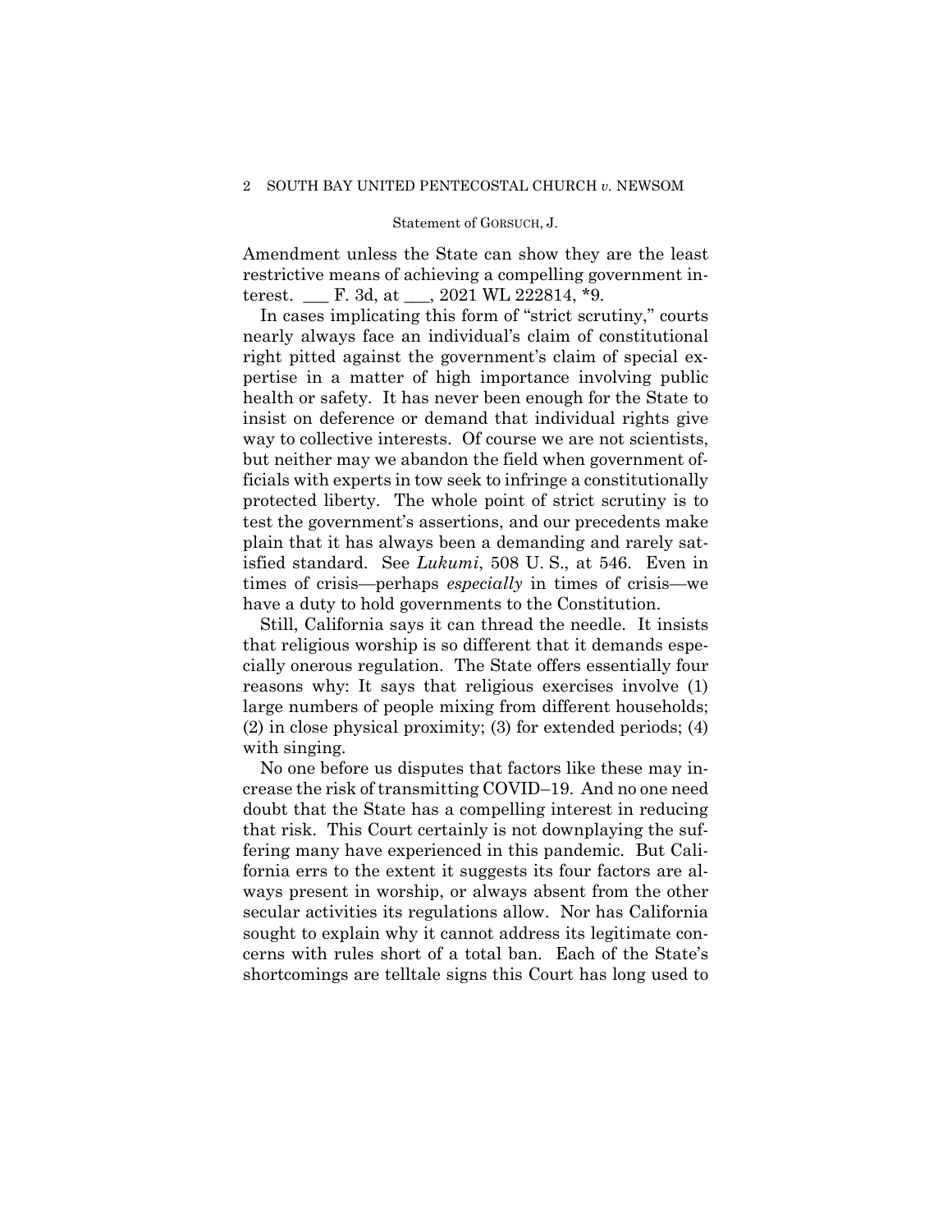Amendment unless the State can show they are the least restrictive means of achieving a compelling government interest. ___ F. 3d, at ___, 2021 WL 222814, *9.

In cases implicating this form of "strict scrutiny," courts nearly always face an individual's claim of constitutional right pitted against the government's claim of special expertise in a matter of high importance involving public health or safety. It has never been enough for the State to insist on deference or demand that individual rights give way to collective interests. Of course we are not scientists, but neither may we abandon the field when government officials with experts in tow seek to infringe a constitutionally protected liberty. The whole point of strict scrutiny is to test the government's assertions, and our precedents make plain that it has always been a demanding and rarely satisfied standard. See *Lukumi*, 508 U. S., at 546. Even in times of crisis—perhaps *especially* in times of crisis—we have a duty to hold governments to the Constitution.

Still, California says it can thread the needle. It insists that religious worship is so different that it demands especially onerous regulation. The State offers essentially four reasons why: It says that religious exercises involve (1) large numbers of people mixing from different households; (2) in close physical proximity; (3) for extended periods; (4) with singing.

No one before us disputes that factors like these may increase the risk of transmitting COVID–19. And no one need doubt that the State has a compelling interest in reducing that risk. This Court certainly is not downplaying the suffering many have experienced in this pandemic. But California errs to the extent it suggests its four factors are always present in worship, or always absent from the other secular activities its regulations allow. Nor has California sought to explain why it cannot address its legitimate concerns with rules short of a total ban. Each of the State's shortcomings are telltale signs this Court has long used to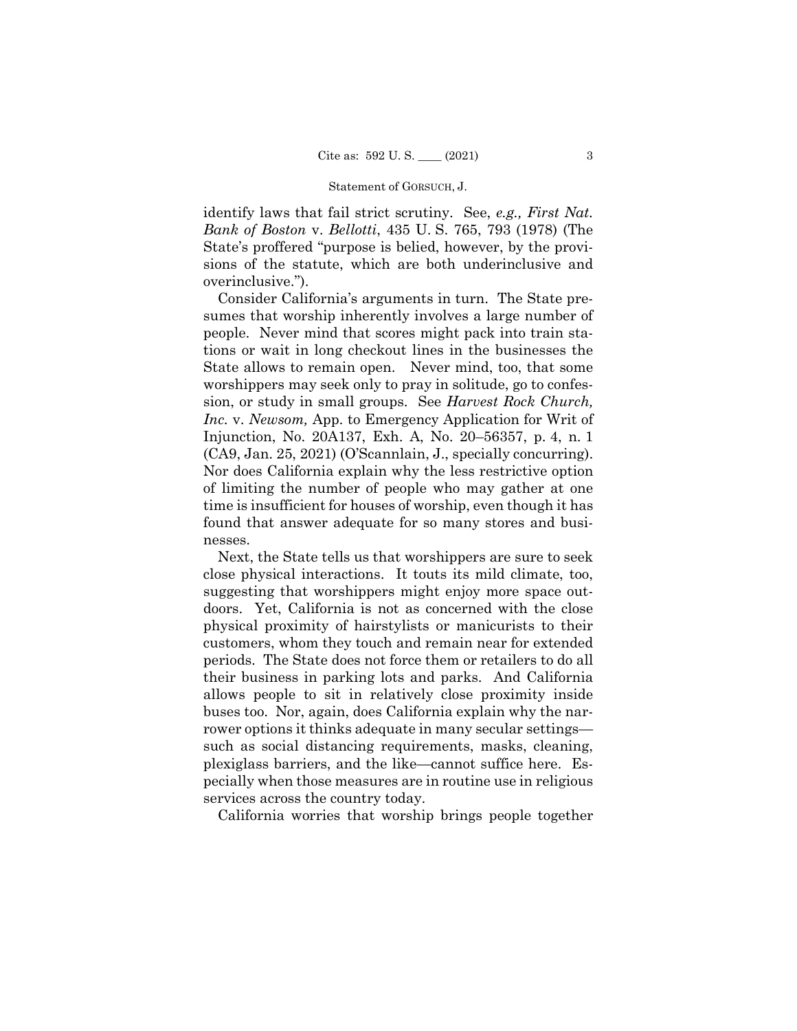identify laws that fail strict scrutiny. See, *e.g., First Nat. Bank of Boston* v. *Bellotti*, 435 U. S. 765, 793 (1978) (The State's proffered "purpose is belied, however, by the provisions of the statute, which are both underinclusive and overinclusive.").

Consider California's arguments in turn. The State presumes that worship inherently involves a large number of people. Never mind that scores might pack into train stations or wait in long checkout lines in the businesses the State allows to remain open. Never mind, too, that some worshippers may seek only to pray in solitude, go to confession, or study in small groups. See *Harvest Rock Church, Inc.* v. *Newsom,* App. to Emergency Application for Writ of Injunction, No. 20A137, Exh. A, No. 20–56357, p. 4, n. 1 (CA9, Jan. 25, 2021) (O'Scannlain, J., specially concurring). Nor does California explain why the less restrictive option of limiting the number of people who may gather at one time is insufficient for houses of worship, even though it has found that answer adequate for so many stores and businesses.

Next, the State tells us that worshippers are sure to seek close physical interactions. It touts its mild climate, too, suggesting that worshippers might enjoy more space outdoors. Yet, California is not as concerned with the close physical proximity of hairstylists or manicurists to their customers, whom they touch and remain near for extended periods. The State does not force them or retailers to do all their business in parking lots and parks. And California allows people to sit in relatively close proximity inside buses too. Nor, again, does California explain why the narrower options it thinks adequate in many secular settings—such as social distancing requirements, masks, cleaning, plexiglass barriers, and the like—cannot suffice here. Especially when those measures are in routine use in religious services across the country today.

California worries that worship brings people together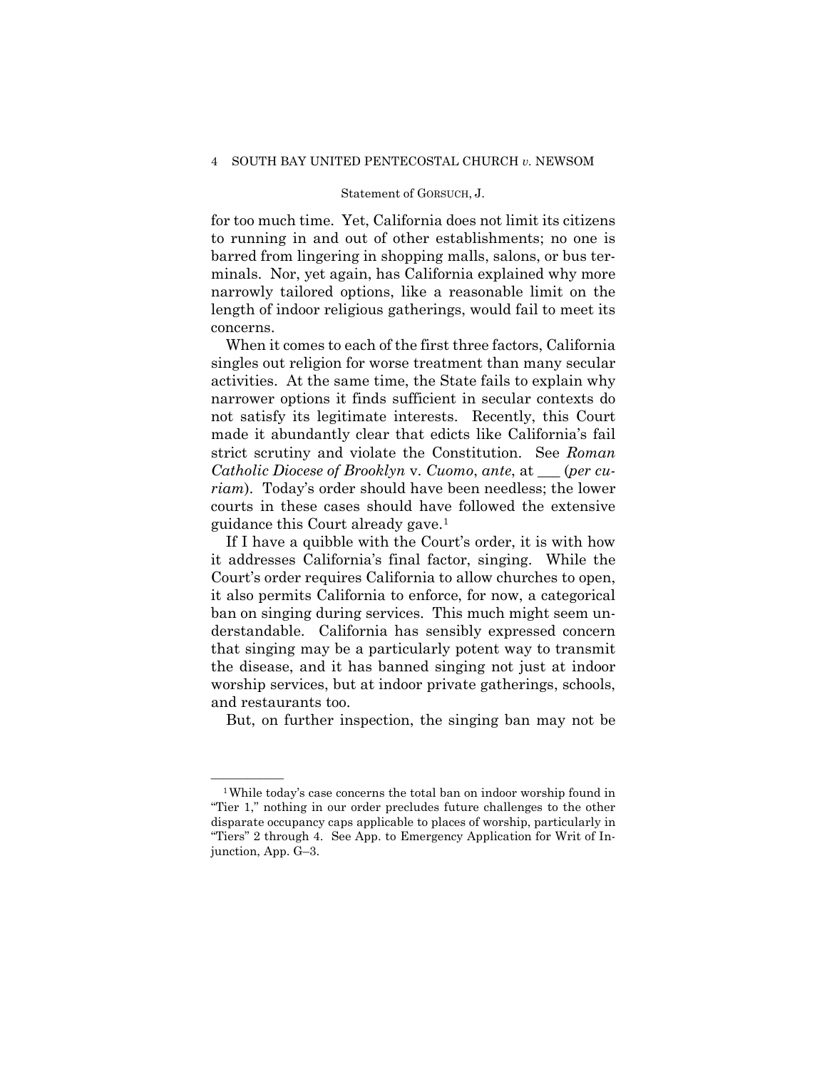for too much time. Yet, California does not limit its citizens to running in and out of other establishments; no one is barred from lingering in shopping malls, salons, or bus terminals. Nor, yet again, has California explained why more narrowly tailored options, like a reasonable limit on the length of indoor religious gatherings, would fail to meet its concerns.

When it comes to each of the first three factors, California singles out religion for worse treatment than many secular activities. At the same time, the State fails to explain why narrower options it finds sufficient in secular contexts do not satisfy its legitimate interests. Recently, this Court made it abundantly clear that edicts like California's fail strict scrutiny and violate the Constitution. See *Roman Catholic Diocese of Brooklyn* v. *Cuomo*, *ante*, at ___ (*per curiam*). Today's order should have been needless; the lower courts in these cases should have followed the extensive guidance this Court already gave.[1]

If I have a quibble with the Court's order, it is with how it addresses California's final factor, singing. While the Court's order requires California to allow churches to open, it also permits California to enforce, for now, a categorical ban on singing during services. This much might seem understandable. California has sensibly expressed concern that singing may be a particularly potent way to transmit the disease, and it has banned singing not just at indoor worship services, but at indoor private gatherings, schools, and restaurants too.

But, on further inspection, the singing ban may not be

---

[1] While today's case concerns the total ban on indoor worship found in "Tier 1," nothing in our order precludes future challenges to the other disparate occupancy caps applicable to places of worship, particularly in "Tiers" 2 through 4. See App. to Emergency Application for Writ of Injunction, App. G–3.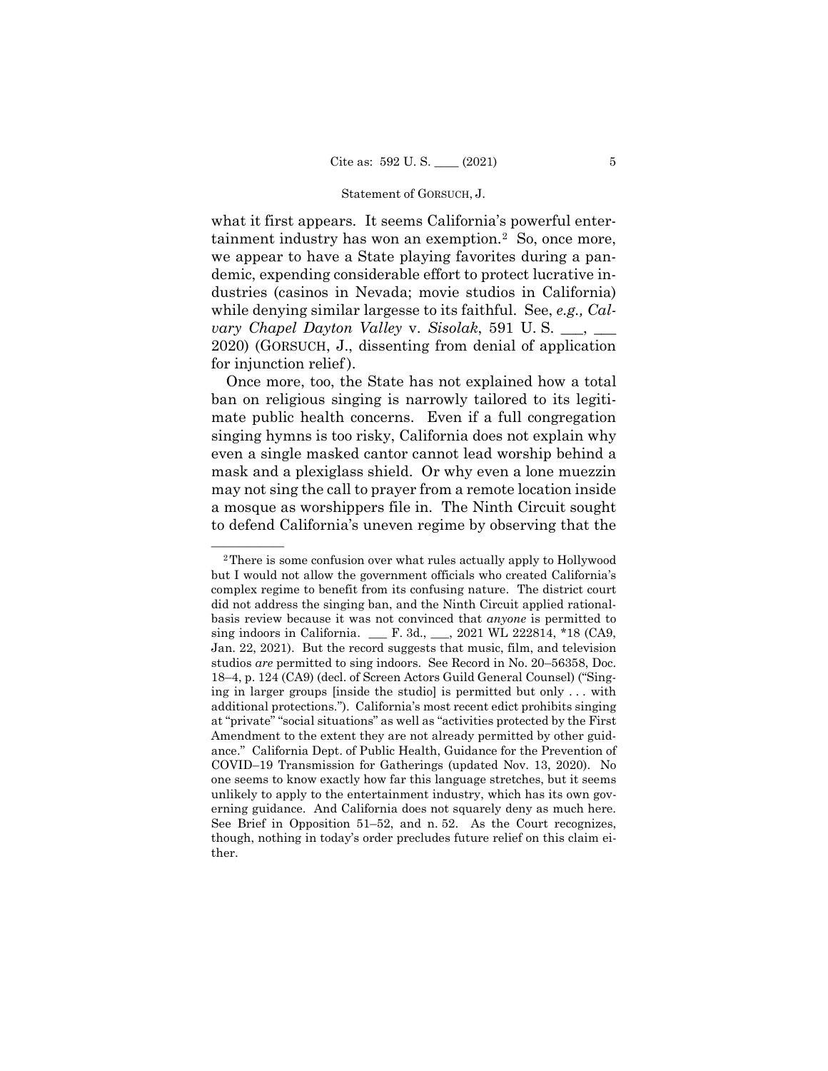what it first appears. It seems California's powerful entertainment industry has won an exemption.[2] So, once more, we appear to have a State playing favorites during a pandemic, expending considerable effort to protect lucrative industries (casinos in Nevada; movie studios in California) while denying similar largesse to its faithful. See, *e.g., Calvary Chapel Dayton Valley* v. *Sisolak*, 591 U. S. ___, ___ 2020) (GORSUCH, J., dissenting from denial of application for injunction relief).

Once more, too, the State has not explained how a total ban on religious singing is narrowly tailored to its legitimate public health concerns. Even if a full congregation singing hymns is too risky, California does not explain why even a single masked cantor cannot lead worship behind a mask and a plexiglass shield. Or why even a lone muezzin may not sing the call to prayer from a remote location inside a mosque as worshippers file in. The Ninth Circuit sought to defend California's uneven regime by observing that the

---

[2] There is some confusion over what rules actually apply to Hollywood but I would not allow the government officials who created California's complex regime to benefit from its confusing nature. The district court did not address the singing ban, and the Ninth Circuit applied rational-basis review because it was not convinced that *anyone* is permitted to sing indoors in California. ___ F. 3d., ___, 2021 WL 222814, *18 (CA9, Jan. 22, 2021). But the record suggests that music, film, and television studios *are* permitted to sing indoors. See Record in No. 20–56358, Doc. 18–4, p. 124 (CA9) (decl. of Screen Actors Guild General Counsel) ("Singing in larger groups [inside the studio] is permitted but only . . . with additional protections."). California's most recent edict prohibits singing at "private" "social situations" as well as "activities protected by the First Amendment to the extent they are not already permitted by other guidance." California Dept. of Public Health, Guidance for the Prevention of COVID–19 Transmission for Gatherings (updated Nov. 13, 2020). No one seems to know exactly how far this language stretches, but it seems unlikely to apply to the entertainment industry, which has its own governing guidance. And California does not squarely deny as much here. See Brief in Opposition 51–52, and n. 52. As the Court recognizes, though, nothing in today's order precludes future relief on this claim either.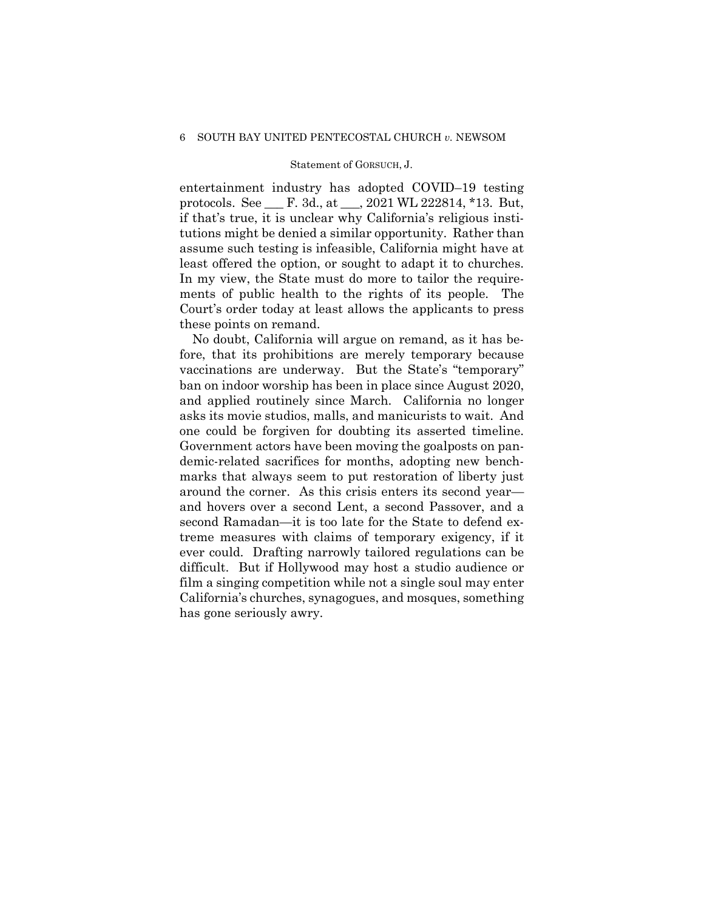entertainment industry has adopted COVID–19 testing protocols. See ___ F. 3d., at ___, 2021 WL 222814, *13. But, if that's true, it is unclear why California's religious institutions might be denied a similar opportunity. Rather than assume such testing is infeasible, California might have at least offered the option, or sought to adapt it to churches. In my view, the State must do more to tailor the requirements of public health to the rights of its people. The Court's order today at least allows the applicants to press these points on remand.

No doubt, California will argue on remand, as it has before, that its prohibitions are merely temporary because vaccinations are underway. But the State's "temporary" ban on indoor worship has been in place since August 2020, and applied routinely since March. California no longer asks its movie studios, malls, and manicurists to wait. And one could be forgiven for doubting its asserted timeline. Government actors have been moving the goalposts on pandemic-related sacrifices for months, adopting new benchmarks that always seem to put restoration of liberty just around the corner. As this crisis enters its second year—and hovers over a second Lent, a second Passover, and a second Ramadan—it is too late for the State to defend extreme measures with claims of temporary exigency, if it ever could. Drafting narrowly tailored regulations can be difficult. But if Hollywood may host a studio audience or film a singing competition while not a single soul may enter California's churches, synagogues, and mosques, something has gone seriously awry.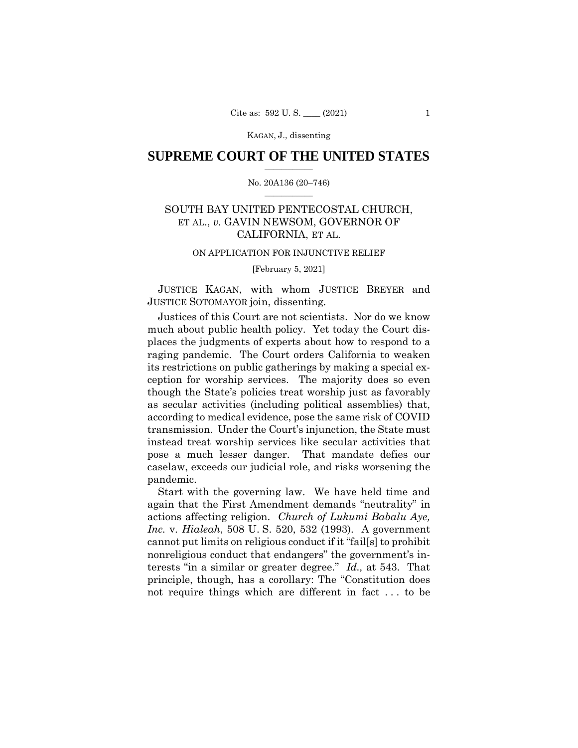# SUPREME COURT OF THE UNITED STATES

No. 20A136 (20–746)

SOUTH BAY UNITED PENTECOSTAL CHURCH, ET AL., *v.* GAVIN NEWSOM, GOVERNOR OF CALIFORNIA, ET AL.

ON APPLICATION FOR INJUNCTIVE RELIEF

[February 5, 2021]

JUSTICE KAGAN, with whom JUSTICE BREYER and JUSTICE SOTOMAYOR join, dissenting.

Justices of this Court are not scientists. Nor do we know much about public health policy. Yet today the Court displaces the judgments of experts about how to respond to a raging pandemic. The Court orders California to weaken its restrictions on public gatherings by making a special exception for worship services. The majority does so even though the State's policies treat worship just as favorably as secular activities (including political assemblies) that, according to medical evidence, pose the same risk of COVID transmission. Under the Court's injunction, the State must instead treat worship services like secular activities that pose a much lesser danger. That mandate defies our caselaw, exceeds our judicial role, and risks worsening the pandemic.

Start with the governing law. We have held time and again that the First Amendment demands "neutrality" in actions affecting religion. *Church of Lukumi Babalu Aye, Inc.* v. *Hialeah*, 508 U. S. 520, 532 (1993). A government cannot put limits on religious conduct if it "fail[s] to prohibit nonreligious conduct that endangers" the government's interests "in a similar or greater degree." *Id.,* at 543. That principle, though, has a corollary: The "Constitution does not require things which are different in fact . . . to be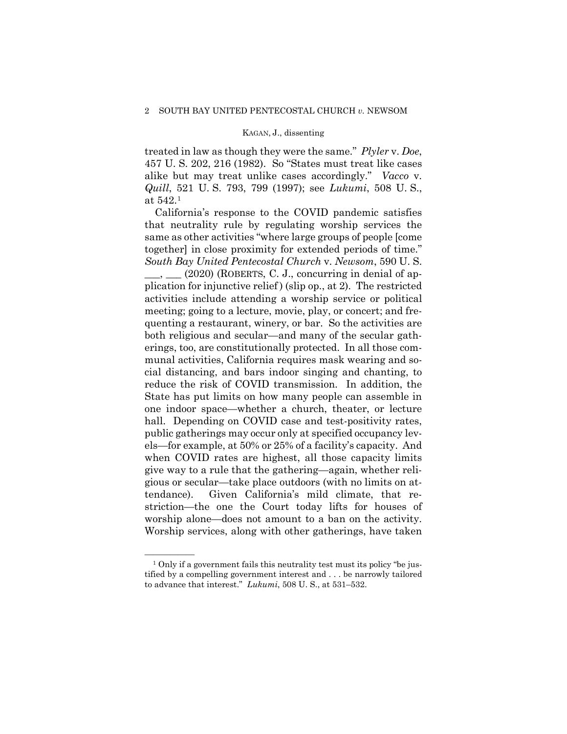treated in law as though they were the same." *Plyler* v. *Doe*, 457 U. S. 202, 216 (1982). So "States must treat like cases alike but may treat unlike cases accordingly." *Vacco* v. *Quill*, 521 U. S. 793, 799 (1997); see *Lukumi*, 508 U. S., at 542.[1]

California's response to the COVID pandemic satisfies that neutrality rule by regulating worship services the same as other activities "where large groups of people [come together] in close proximity for extended periods of time." *South Bay United Pentecostal Church* v. *Newsom*, 590 U. S. \_\_\_, \_\_\_ (2020) (ROBERTS, C. J., concurring in denial of application for injunctive relief) (slip op., at 2). The restricted activities include attending a worship service or political meeting; going to a lecture, movie, play, or concert; and frequenting a restaurant, winery, or bar. So the activities are both religious and secular—and many of the secular gatherings, too, are constitutionally protected. In all those communal activities, California requires mask wearing and social distancing, and bars indoor singing and chanting, to reduce the risk of COVID transmission. In addition, the State has put limits on how many people can assemble in one indoor space—whether a church, theater, or lecture hall. Depending on COVID case and test-positivity rates, public gatherings may occur only at specified occupancy levels—for example, at 50% or 25% of a facility's capacity. And when COVID rates are highest, all those capacity limits give way to a rule that the gathering—again, whether religious or secular—take place outdoors (with no limits on attendance). Given California's mild climate, that restriction—the one the Court today lifts for houses of worship alone—does not amount to a ban on the activity. Worship services, along with other gatherings, have taken

---

[1] Only if a government fails this neutrality test must its policy "be justified by a compelling government interest and . . . be narrowly tailored to advance that interest." *Lukumi*, 508 U. S., at 531–532.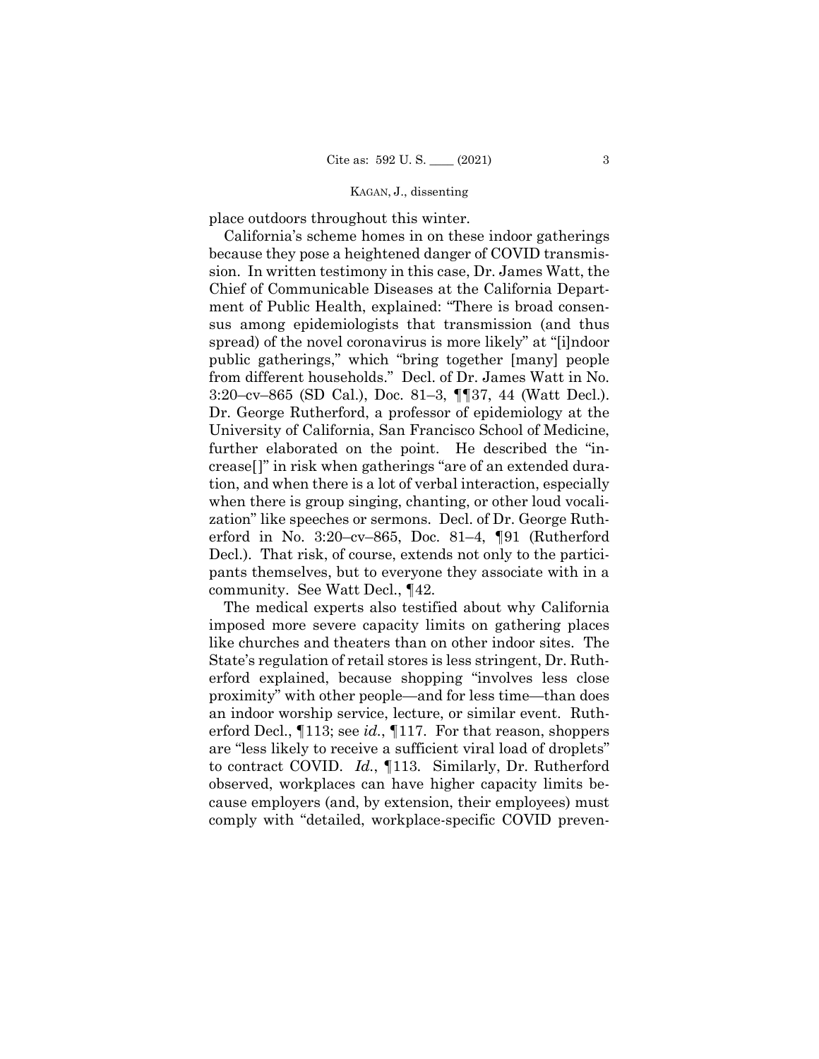place outdoors throughout this winter.

California's scheme homes in on these indoor gatherings because they pose a heightened danger of COVID transmission. In written testimony in this case, Dr. James Watt, the Chief of Communicable Diseases at the California Department of Public Health, explained: "There is broad consensus among epidemiologists that transmission (and thus spread) of the novel coronavirus is more likely" at "[i]ndoor public gatherings," which "bring together [many] people from different households." Decl. of Dr. James Watt in No. 3:20–cv–865 (SD Cal.), Doc. 81–3, ¶¶37, 44 (Watt Decl.). Dr. George Rutherford, a professor of epidemiology at the University of California, San Francisco School of Medicine, further elaborated on the point. He described the "increase[]" in risk when gatherings "are of an extended duration, and when there is a lot of verbal interaction, especially when there is group singing, chanting, or other loud vocalization" like speeches or sermons. Decl. of Dr. George Rutherford in No. 3:20–cv–865, Doc. 81–4, ¶91 (Rutherford Decl.). That risk, of course, extends not only to the participants themselves, but to everyone they associate with in a community. See Watt Decl., ¶42.

The medical experts also testified about why California imposed more severe capacity limits on gathering places like churches and theaters than on other indoor sites. The State's regulation of retail stores is less stringent, Dr. Rutherford explained, because shopping "involves less close proximity" with other people—and for less time—than does an indoor worship service, lecture, or similar event. Rutherford Decl., ¶113; see *id.*, ¶117. For that reason, shoppers are "less likely to receive a sufficient viral load of droplets" to contract COVID. *Id.*, ¶113. Similarly, Dr. Rutherford observed, workplaces can have higher capacity limits because employers (and, by extension, their employees) must comply with "detailed, workplace-specific COVID preven-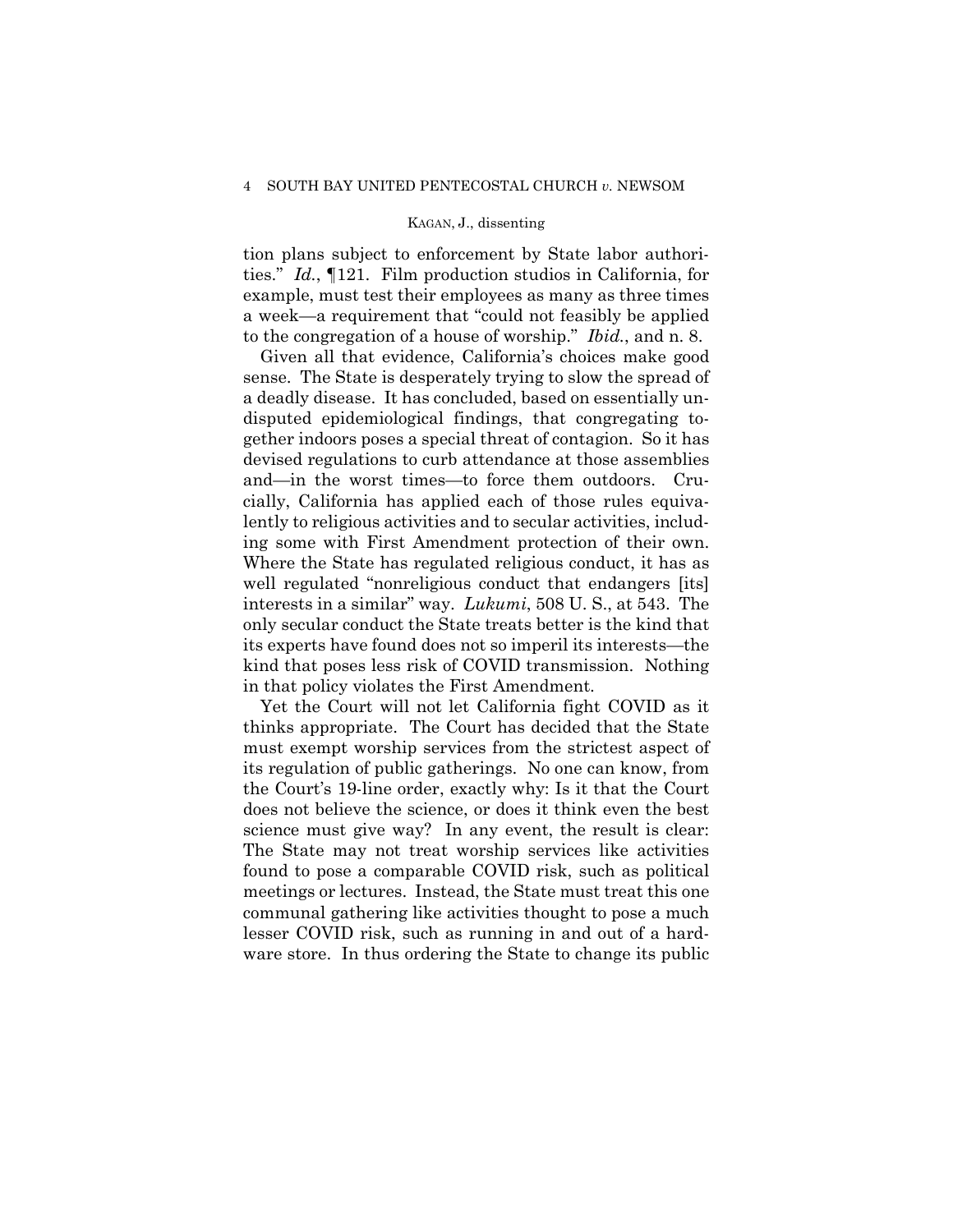tion plans subject to enforcement by State labor authorities." *Id.*, ¶121. Film production studios in California, for example, must test their employees as many as three times a week—a requirement that "could not feasibly be applied to the congregation of a house of worship." *Ibid.*, and n. 8.

Given all that evidence, California's choices make good sense. The State is desperately trying to slow the spread of a deadly disease. It has concluded, based on essentially undisputed epidemiological findings, that congregating together indoors poses a special threat of contagion. So it has devised regulations to curb attendance at those assemblies and—in the worst times—to force them outdoors. Crucially, California has applied each of those rules equivalently to religious activities and to secular activities, including some with First Amendment protection of their own. Where the State has regulated religious conduct, it has as well regulated "nonreligious conduct that endangers [its] interests in a similar" way. *Lukumi*, 508 U. S., at 543. The only secular conduct the State treats better is the kind that its experts have found does not so imperil its interests—the kind that poses less risk of COVID transmission. Nothing in that policy violates the First Amendment.

Yet the Court will not let California fight COVID as it thinks appropriate. The Court has decided that the State must exempt worship services from the strictest aspect of its regulation of public gatherings. No one can know, from the Court's 19-line order, exactly why: Is it that the Court does not believe the science, or does it think even the best science must give way? In any event, the result is clear: The State may not treat worship services like activities found to pose a comparable COVID risk, such as political meetings or lectures. Instead, the State must treat this one communal gathering like activities thought to pose a much lesser COVID risk, such as running in and out of a hardware store. In thus ordering the State to change its public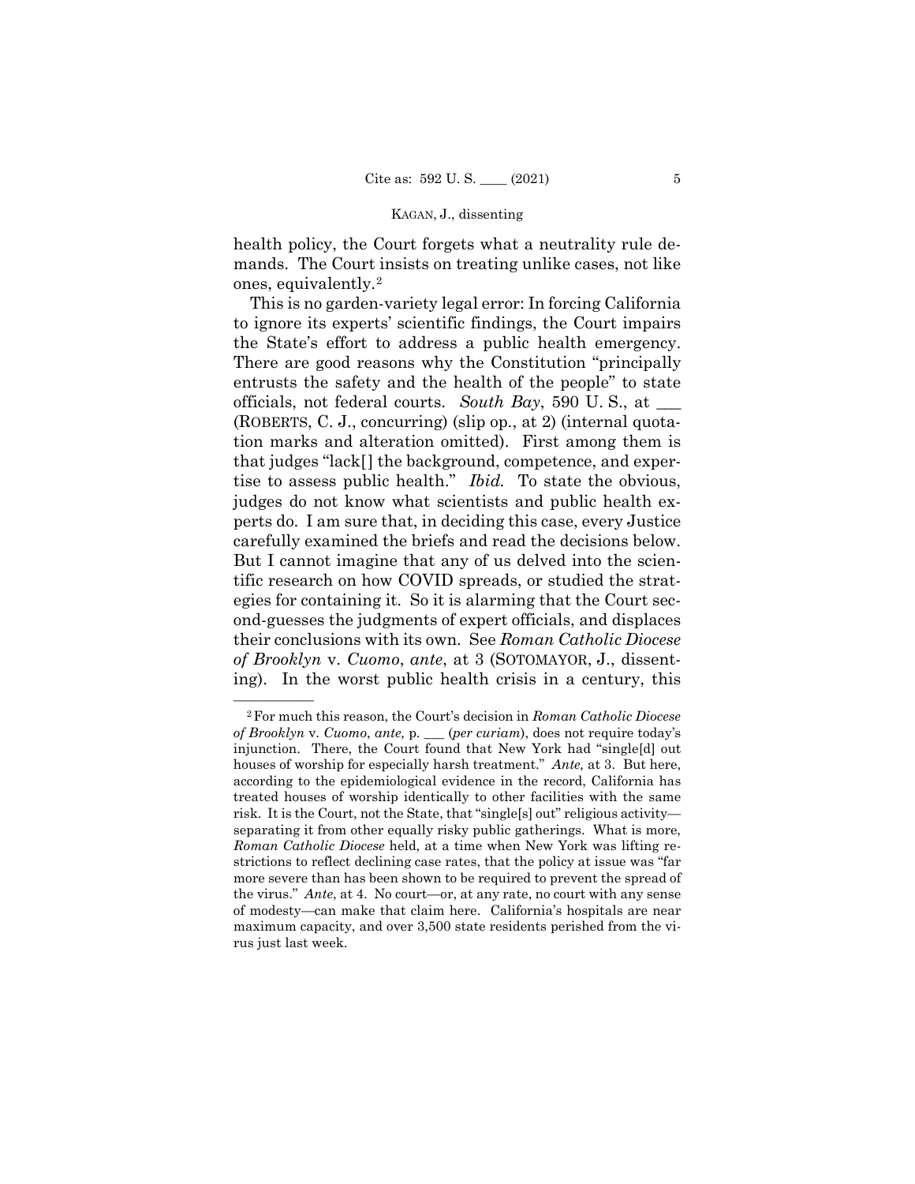health policy, the Court forgets what a neutrality rule demands. The Court insists on treating unlike cases, not like ones, equivalently.[2]

This is no garden-variety legal error: In forcing California to ignore its experts' scientific findings, the Court impairs the State's effort to address a public health emergency. There are good reasons why the Constitution "principally entrusts the safety and the health of the people" to state officials, not federal courts. *South Bay*, 590 U. S., at ___ (ROBERTS, C. J., concurring) (slip op., at 2) (internal quotation marks and alteration omitted). First among them is that judges "lack[] the background, competence, and expertise to assess public health." *Ibid.* To state the obvious, judges do not know what scientists and public health experts do. I am sure that, in deciding this case, every Justice carefully examined the briefs and read the decisions below. But I cannot imagine that any of us delved into the scientific research on how COVID spreads, or studied the strategies for containing it. So it is alarming that the Court second-guesses the judgments of expert officials, and displaces their conclusions with its own. See *Roman Catholic Diocese of Brooklyn* v. *Cuomo*, *ante*, at 3 (SOTOMAYOR, J., dissenting). In the worst public health crisis in a century, this

---

[2] For much this reason, the Court's decision in *Roman Catholic Diocese of Brooklyn* v. *Cuomo*, *ante,* p. ___ (*per curiam*), does not require today's injunction. There, the Court found that New York had "single[d] out houses of worship for especially harsh treatment." *Ante,* at 3. But here, according to the epidemiological evidence in the record, California has treated houses of worship identically to other facilities with the same risk. It is the Court, not the State, that "single[s] out" religious activity—separating it from other equally risky public gatherings. What is more, *Roman Catholic Diocese* held, at a time when New York was lifting restrictions to reflect declining case rates, that the policy at issue was "far more severe than has been shown to be required to prevent the spread of the virus." *Ante*, at 4. No court—or, at any rate, no court with any sense of modesty—can make that claim here. California's hospitals are near maximum capacity, and over 3,500 state residents perished from the virus just last week.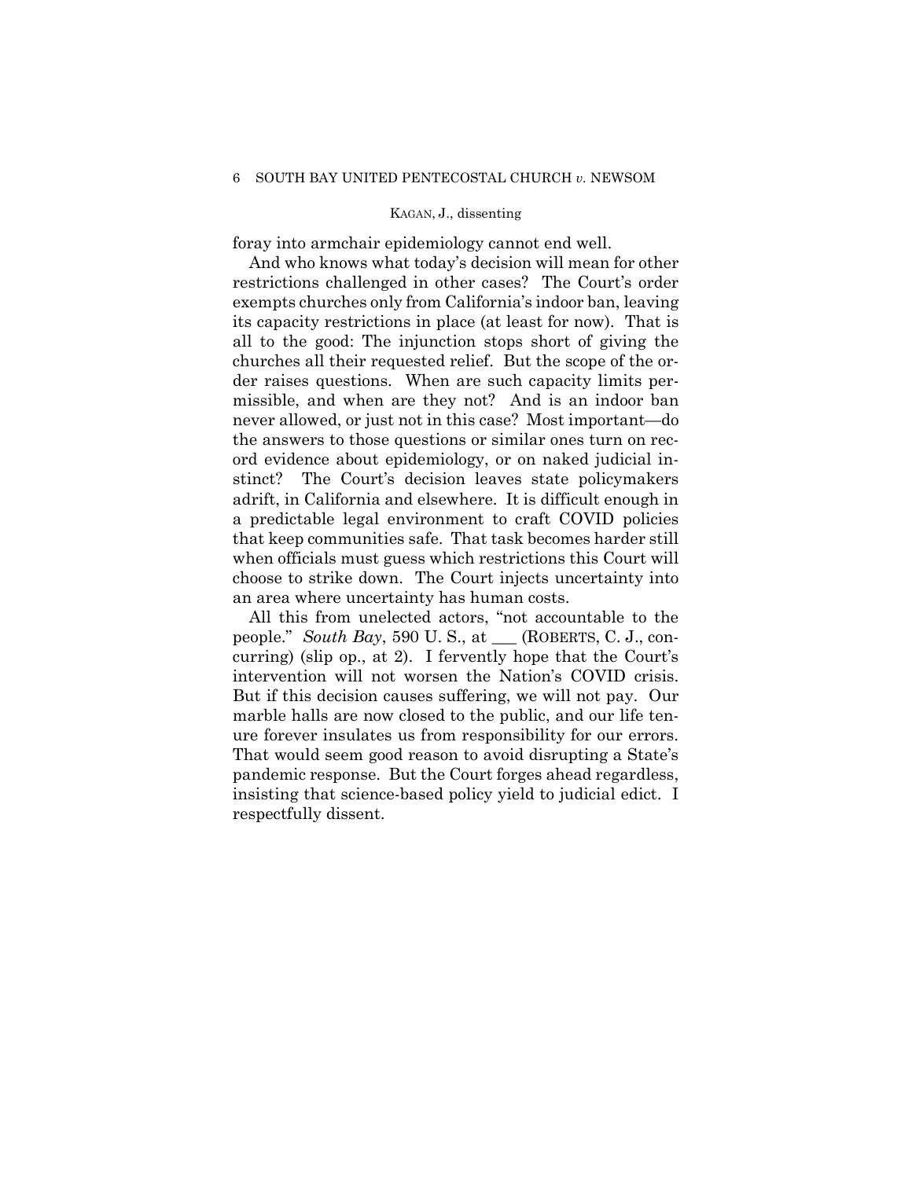foray into armchair epidemiology cannot end well.

And who knows what today's decision will mean for other restrictions challenged in other cases? The Court's order exempts churches only from California's indoor ban, leaving its capacity restrictions in place (at least for now). That is all to the good: The injunction stops short of giving the churches all their requested relief. But the scope of the order raises questions. When are such capacity limits permissible, and when are they not? And is an indoor ban never allowed, or just not in this case? Most important—do the answers to those questions or similar ones turn on record evidence about epidemiology, or on naked judicial instinct? The Court's decision leaves state policymakers adrift, in California and elsewhere. It is difficult enough in a predictable legal environment to craft COVID policies that keep communities safe. That task becomes harder still when officials must guess which restrictions this Court will choose to strike down. The Court injects uncertainty into an area where uncertainty has human costs.

All this from unelected actors, "not accountable to the people." *South Bay*, 590 U. S., at ___ (ROBERTS, C. J., concurring) (slip op., at 2). I fervently hope that the Court's intervention will not worsen the Nation's COVID crisis. But if this decision causes suffering, we will not pay. Our marble halls are now closed to the public, and our life tenure forever insulates us from responsibility for our errors. That would seem good reason to avoid disrupting a State's pandemic response. But the Court forges ahead regardless, insisting that science-based policy yield to judicial edict. I respectfully dissent.